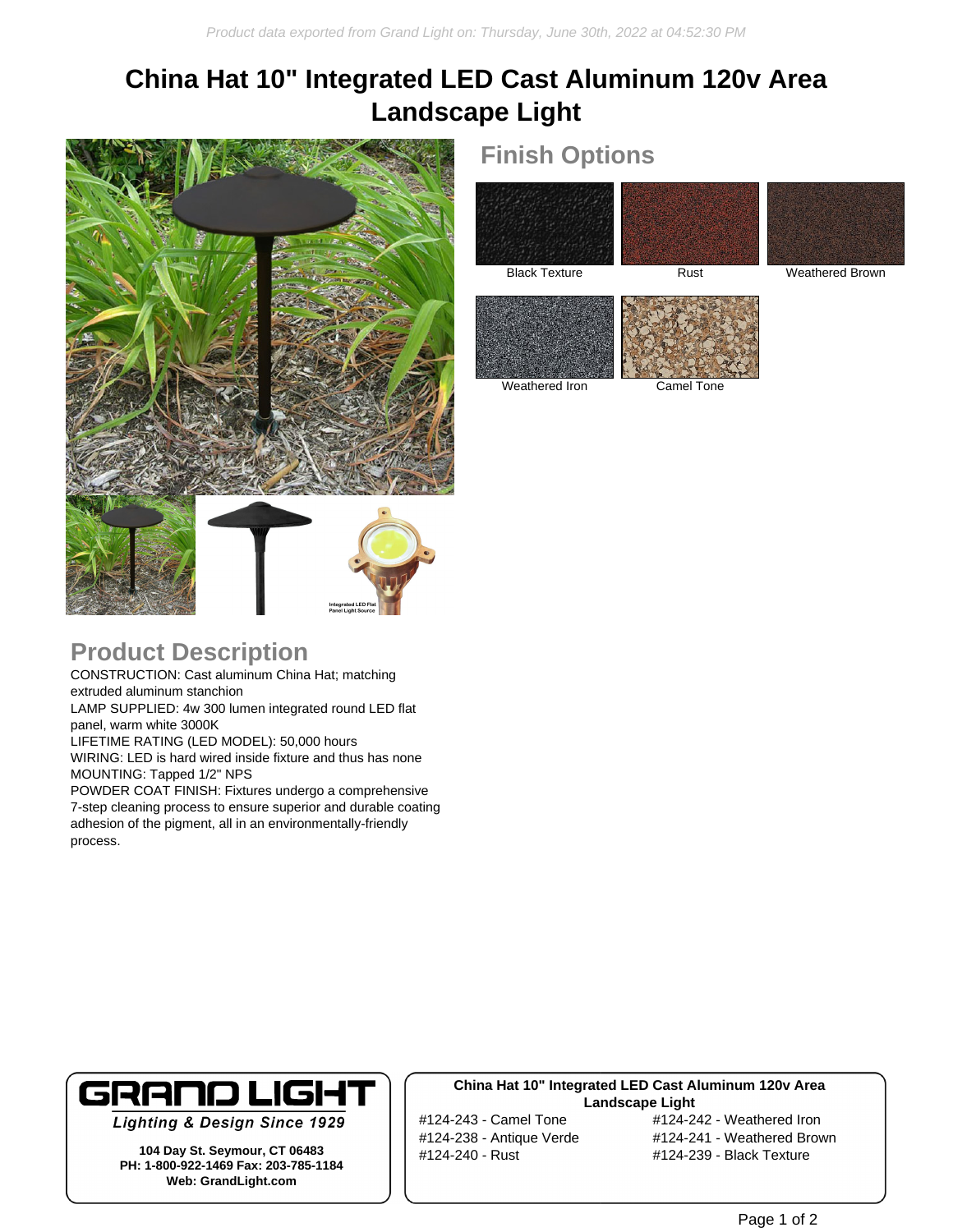# China Hat 10" Integrated LED Cast Aluminum 120v Area Landscape Light

## Finish Options

Black Texture

Rust

Weathered Brown

Weathered Iron

Camel Tone

Integrated LED Flat Panel Light Source

## Product Description

CONSTRUCTION: Cast aluminum China Hat; matching extruded aluminum stanchion
LAMP SUPPLIED: 4w 300 lumen integrated round LED flat panel, warm white 3000K
LIFETIME RATING (LED MODEL): 50,000 hours
WIRING: LED is hard wired inside fixture and thus has none
MOUNTING: Tapped 1/2" NPS
POWDER COAT FINISH: Fixtures undergo a comprehensive 7-step cleaning process to ensure superior and durable coating adhesion of the pigment, all in an environmentally-friendly process.

**GRAND LIGHT**
*Lighting & Design Since 1929*

**104 Day St. Seymour, CT 06483**
**PH: 1-800-922-1469 Fax: 203-785-1184**
**Web: GrandLight.com**

**China Hat 10" Integrated LED Cast Aluminum 120v Area Landscape Light**

#124-243 - Camel Tone
#124-238 - Antique Verde
#124-240 - Rust
#124-242 - Weathered Iron
#124-241 - Weathered Brown
#124-239 - Black Texture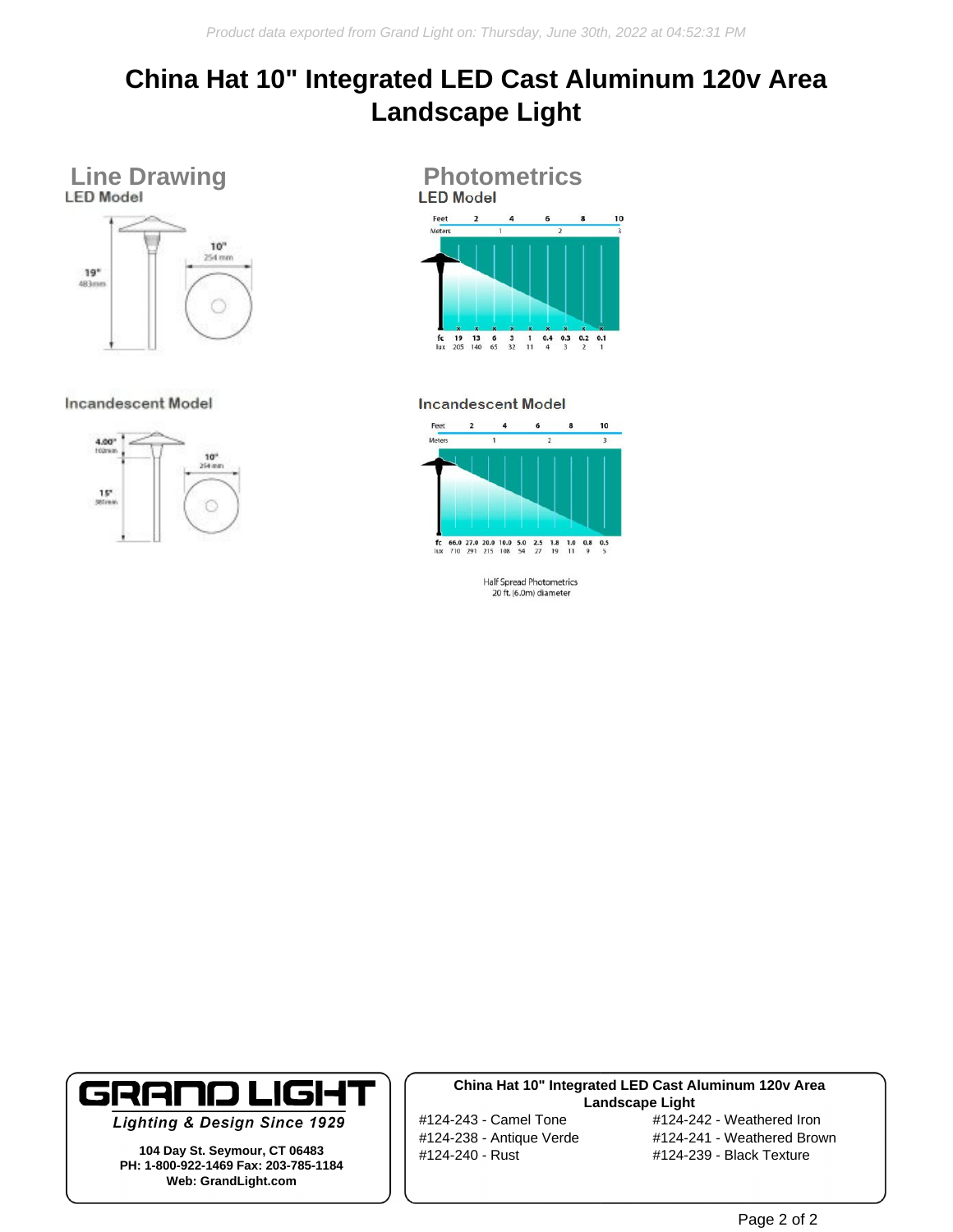# China Hat 10" Integrated LED Cast Aluminum 120v Area Landscape Light

## Line Drawing

**LED Model**

19"
483mm

10"
254 mm

**Incandescent Model**

4.00"
102mm

15"
381mm

10"
254 mm

## Photometrics

**LED Model**

Feet 2 4 6 8 10
Meters 1 2 3

fc 19 13 6 3 1 0.4 0.3 0.2 0.1
lux 205 140 65 32 11 4 3 2 1

**Incandescent Model**

Feet 2 4 6 8 10
Meters 1 2 3

fc 66.0 27.0 20.0 10.0 5.0 2.5 1.8 1.0 0.8 0.5
lux 710 291 215 108 54 27 19 11 9 5

Half Spread Photometrics
20 ft. (6.0m) diameter

**GRAND LIGHT**
*Lighting & Design Since 1929*

**104 Day St. Seymour, CT 06483**
**PH: 1-800-922-1469 Fax: 203-785-1184**
**Web: GrandLight.com**

**China Hat 10" Integrated LED Cast Aluminum 120v Area Landscape Light**

#124-243 - Camel Tone
#124-242 - Weathered Iron
#124-238 - Antique Verde
#124-241 - Weathered Brown
#124-240 - Rust
#124-239 - Black Texture